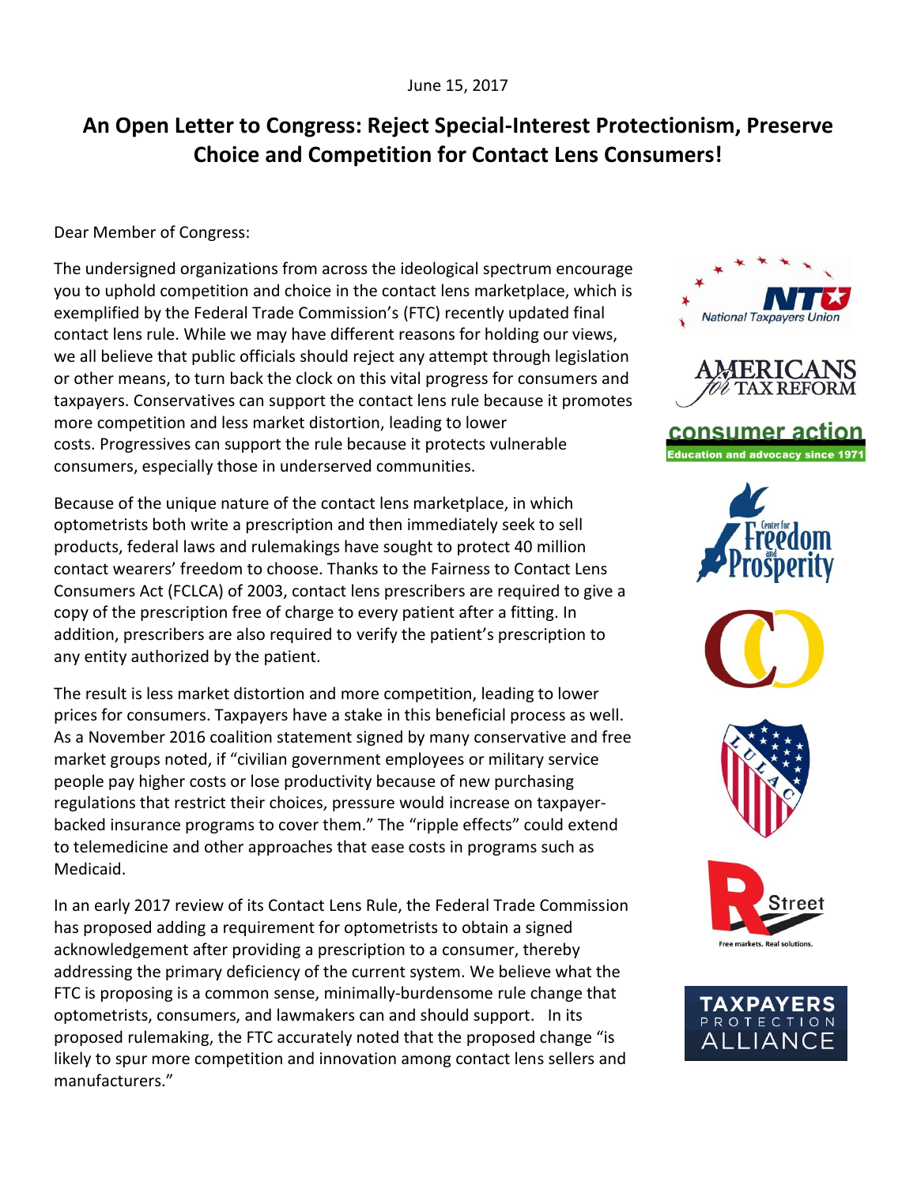June 15, 2017

# An Open Letter to Congress: Reject Special-Interest Protectionism, Preserve Choice and Competition for Contact Lens Consumers!

Dear Member of Congress:

The undersigned organizations from across the ideological spectrum encourage you to uphold competition and choice in the contact lens marketplace, which is exemplified by the Federal Trade Commission's (FTC) recently updated final contact lens rule. While we may have different reasons for holding our views, we all believe that public officials should reject any attempt through legislation or other means, to turn back the clock on this vital progress for consumers and taxpayers. Conservatives can support the contact lens rule because it promotes more competition and less market distortion, leading to lower costs. Progressives can support the rule because it protects vulnerable consumers, especially those in underserved communities.

Because of the unique nature of the contact lens marketplace, in which optometrists both write a prescription and then immediately seek to sell products, federal laws and rulemakings have sought to protect 40 million contact wearers' freedom to choose. Thanks to the Fairness to Contact Lens Consumers Act (FCLCA) of 2003, contact lens prescribers are required to give a copy of the prescription free of charge to every patient after a fitting. In addition, prescribers are also required to verify the patient's prescription to any entity authorized by the patient.

The result is less market distortion and more competition, leading to lower prices for consumers. Taxpayers have a stake in this beneficial process as well. As a November 2016 coalition statement signed by many conservative and free market groups noted, if "civilian government employees or military service people pay higher costs or lose productivity because of new purchasing regulations that restrict their choices, pressure would increase on taxpayer-backed insurance programs to cover them." The "ripple effects" could extend to telemedicine and other approaches that ease costs in programs such as Medicaid.

In an early 2017 review of its Contact Lens Rule, the Federal Trade Commission has proposed adding a requirement for optometrists to obtain a signed acknowledgement after providing a prescription to a consumer, thereby addressing the primary deficiency of the current system. We believe what the FTC is proposing is a common sense, minimally-burdensome rule change that optometrists, consumers, and lawmakers can and should support. In its proposed rulemaking, the FTC accurately noted that the proposed change "is likely to spur more competition and innovation among contact lens sellers and manufacturers."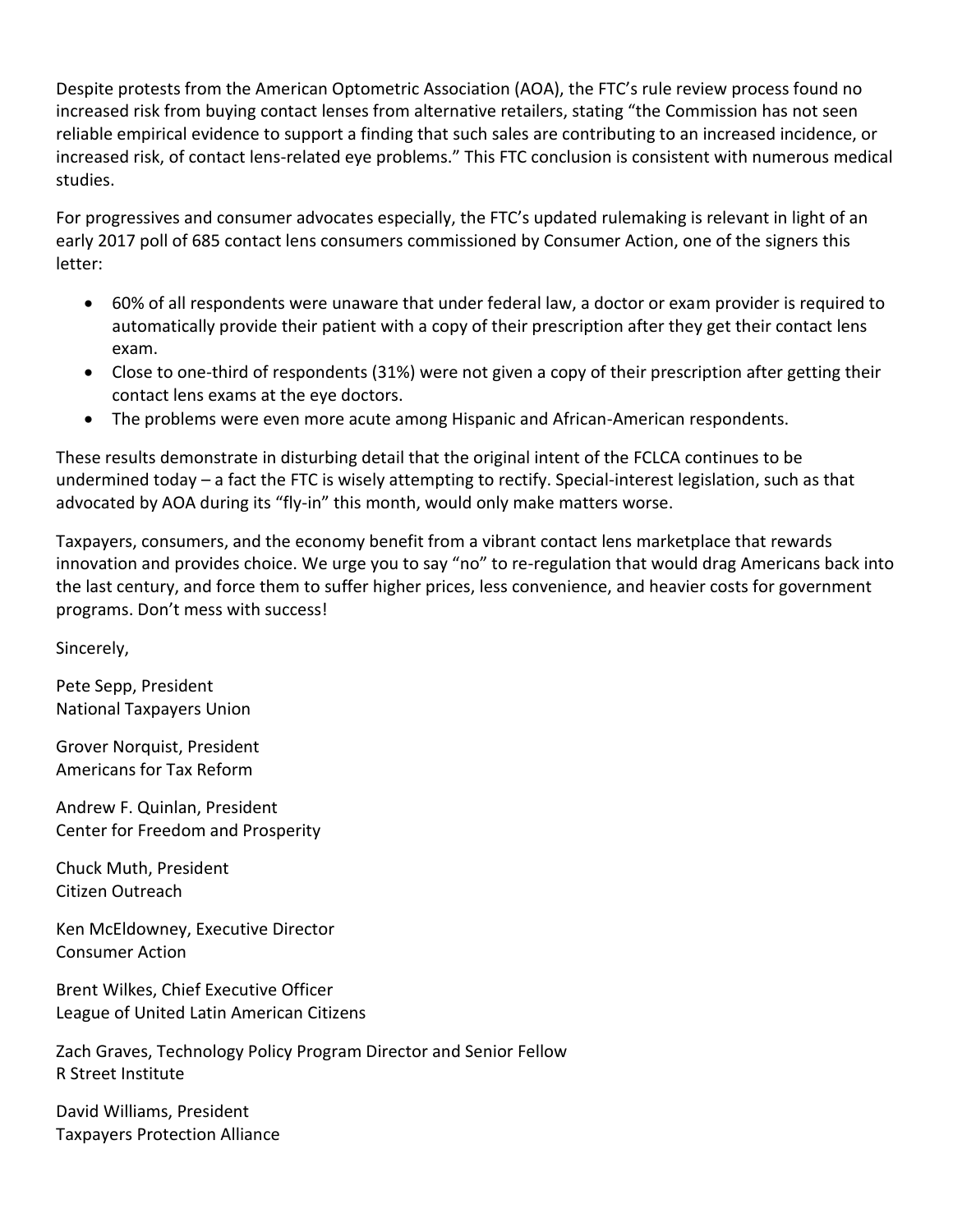Despite protests from the American Optometric Association (AOA), the FTC's rule review process found no increased risk from buying contact lenses from alternative retailers, stating "the Commission has not seen reliable empirical evidence to support a finding that such sales are contributing to an increased incidence, or increased risk, of contact lens-related eye problems." This FTC conclusion is consistent with numerous medical studies.

For progressives and consumer advocates especially, the FTC's updated rulemaking is relevant in light of an early 2017 poll of 685 contact lens consumers commissioned by Consumer Action, one of the signers this letter:

- 60% of all respondents were unaware that under federal law, a doctor or exam provider is required to automatically provide their patient with a copy of their prescription after they get their contact lens exam.
- Close to one-third of respondents (31%) were not given a copy of their prescription after getting their contact lens exams at the eye doctors.
- The problems were even more acute among Hispanic and African-American respondents.

These results demonstrate in disturbing detail that the original intent of the FCLCA continues to be undermined today – a fact the FTC is wisely attempting to rectify. Special-interest legislation, such as that advocated by AOA during its "fly-in" this month, would only make matters worse.

Taxpayers, consumers, and the economy benefit from a vibrant contact lens marketplace that rewards innovation and provides choice. We urge you to say "no" to re-regulation that would drag Americans back into the last century, and force them to suffer higher prices, less convenience, and heavier costs for government programs. Don't mess with success!

Sincerely,

Pete Sepp, President
National Taxpayers Union

Grover Norquist, President
Americans for Tax Reform

Andrew F. Quinlan, President
Center for Freedom and Prosperity

Chuck Muth, President
Citizen Outreach

Ken McEldowney, Executive Director
Consumer Action

Brent Wilkes, Chief Executive Officer
League of United Latin American Citizens

Zach Graves, Technology Policy Program Director and Senior Fellow
R Street Institute

David Williams, President
Taxpayers Protection Alliance